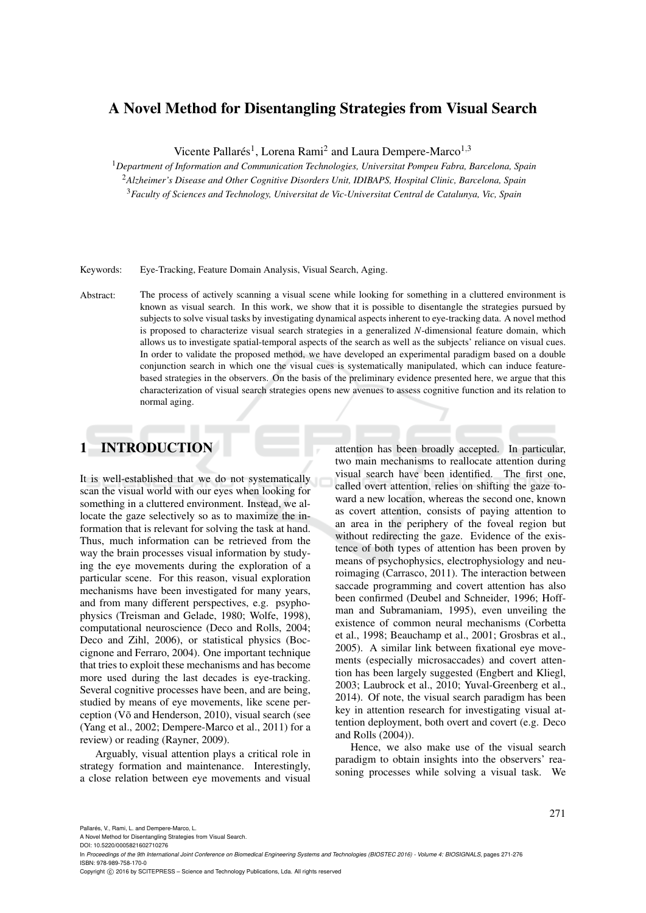# A Novel Method for Disentangling Strategies from Visual Search

Vicente Pallarés[1], Lorena Rami[2] and Laura Dempere-Marco[1,3]

[1]*Department of Information and Communication Technologies, Universitat Pompeu Fabra, Barcelona, Spain*
[2]*Alzheimer's Disease and Other Cognitive Disorders Unit, IDIBAPS, Hospital Clinic, Barcelona, Spain*
[3]*Faculty of Sciences and Technology, Universitat de Vic-Universitat Central de Catalunya, Vic, Spain*

Keywords: Eye-Tracking, Feature Domain Analysis, Visual Search, Aging.

Abstract: The process of actively scanning a visual scene while looking for something in a cluttered environment is known as visual search. In this work, we show that it is possible to disentangle the strategies pursued by subjects to solve visual tasks by investigating dynamical aspects inherent to eye-tracking data. A novel method is proposed to characterize visual search strategies in a generalized *N*-dimensional feature domain, which allows us to investigate spatial-temporal aspects of the search as well as the subjects' reliance on visual cues. In order to validate the proposed method, we have developed an experimental paradigm based on a double conjunction search in which one the visual cues is systematically manipulated, which can induce feature-based strategies in the observers. On the basis of the preliminary evidence presented here, we argue that this characterization of visual search strategies opens new avenues to assess cognitive function and its relation to normal aging.

## 1 INTRODUCTION

It is well-established that we do not systematically scan the visual world with our eyes when looking for something in a cluttered environment. Instead, we allocate the gaze selectively so as to maximize the information that is relevant for solving the task at hand. Thus, much information can be retrieved from the way the brain processes visual information by studying the eye movements during the exploration of a particular scene. For this reason, visual exploration mechanisms have been investigated for many years, and from many different perspectives, e.g. psyphophysics (Treisman and Gelade, 1980; Wolfe, 1998), computational neuroscience (Deco and Rolls, 2004; Deco and Zihl, 2006), or statistical physics (Boccignone and Ferraro, 2004). One important technique that tries to exploit these mechanisms and has become more used during the last decades is eye-tracking. Several cognitive processes have been, and are being, studied by means of eye movements, like scene perception (Võ and Henderson, 2010), visual search (see (Yang et al., 2002; Dempere-Marco et al., 2011) for a review) or reading (Rayner, 2009).

Arguably, visual attention plays a critical role in strategy formation and maintenance. Interestingly, a close relation between eye movements and visual attention has been broadly accepted. In particular, two main mechanisms to reallocate attention during visual search have been identified. The first one, called overt attention, relies on shifting the gaze toward a new location, whereas the second one, known as covert attention, consists of paying attention to an area in the periphery of the foveal region but without redirecting the gaze. Evidence of the existence of both types of attention has been proven by means of psychophysics, electrophysiology and neuroimaging (Carrasco, 2011). The interaction between saccade programming and covert attention has also been confirmed (Deubel and Schneider, 1996; Hoffman and Subramaniam, 1995), even unveiling the existence of common neural mechanisms (Corbetta et al., 1998; Beauchamp et al., 2001; Grosbras et al., 2005). A similar link between fixational eye movements (especially microsaccades) and covert attention has been largely suggested (Engbert and Kliegl, 2003; Laubrock et al., 2010; Yuval-Greenberg et al., 2014). Of note, the visual search paradigm has been key in attention research for investigating visual attention deployment, both overt and covert (e.g. Deco and Rolls (2004)).

Hence, we also make use of the visual search paradigm to obtain insights into the observers' reasoning processes while solving a visual task. We

Pallarés, V., Rami, L. and Dempere-Marco, L.
A Novel Method for Disentangling Strategies from Visual Search.
DOI: 10.5220/0005821602710276
In *Proceedings of the 9th International Joint Conference on Biomedical Engineering Systems and Technologies (BIOSTEC 2016) - Volume 4: BIOSIGNALS*, pages 271-276
ISBN: 978-989-758-170-0
Copyright © 2016 by SCITEPRESS – Science and Technology Publications, Lda. All rights reserved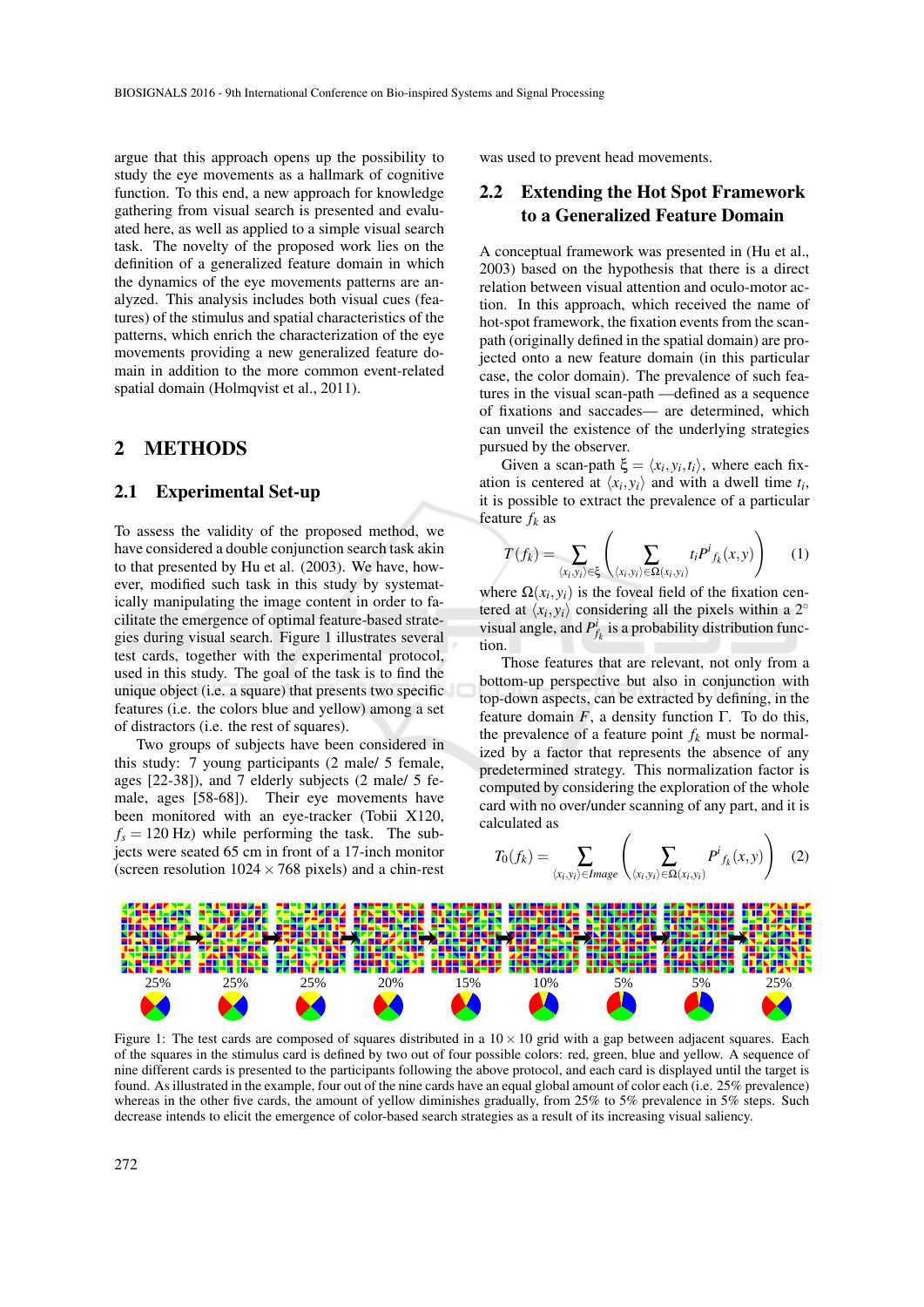argue that this approach opens up the possibility to study the eye movements as a hallmark of cognitive function. To this end, a new approach for knowledge gathering from visual search is presented and evaluated here, as well as applied to a simple visual search task. The novelty of the proposed work lies on the definition of a generalized feature domain in which the dynamics of the eye movements patterns are analyzed. This analysis includes both visual cues (features) of the stimulus and spatial characteristics of the patterns, which enrich the characterization of the eye movements providing a new generalized feature domain in addition to the more common event-related spatial domain (Holmqvist et al., 2011).

## 2 METHODS

### 2.1 Experimental Set-up

To assess the validity of the proposed method, we have considered a double conjunction search task akin to that presented by Hu et al. (2003). We have, however, modified such task in this study by systematically manipulating the image content in order to facilitate the emergence of optimal feature-based strategies during visual search. Figure 1 illustrates several test cards, together with the experimental protocol, used in this study. The goal of the task is to find the unique object (i.e. a square) that presents two specific features (i.e. the colors blue and yellow) among a set of distractors (i.e. the rest of squares).

Two groups of subjects have been considered in this study: 7 young participants (2 male/ 5 female, ages [22-38]), and 7 elderly subjects (2 male/ 5 female, ages [58-68]). Their eye movements have been monitored with an eye-tracker (Tobii X120, $f_s = 120$ Hz) while performing the task. The subjects were seated 65 cm in front of a 17-inch monitor (screen resolution $1024 \times 768$ pixels) and a chin-rest was used to prevent head movements.

### 2.2 Extending the Hot Spot Framework to a Generalized Feature Domain

A conceptual framework was presented in (Hu et al., 2003) based on the hypothesis that there is a direct relation between visual attention and oculo-motor action. In this approach, which received the name of hot-spot framework, the fixation events from the scan-path (originally defined in the spatial domain) are projected onto a new feature domain (in this particular case, the color domain). The prevalence of such features in the visual scan-path —defined as a sequence of fixations and saccades— are determined, which can unveil the existence of the underlying strategies pursued by the observer.

Given a scan-path $\xi = \langle x_i, y_i, t_i \rangle$, where each fixation is centered at $\langle x_i, y_i \rangle$ and with a dwell time $t_i$, it is possible to extract the prevalence of a particular feature $f_k$ as

$$T(f_k) = \sum_{\langle x_i, y_i \rangle \in \xi} \left( \sum_{\langle x_i, y_i \rangle \in \Omega(x_i, y_i)} t_i P^i{}_{f_k}(x, y) \right) \quad (1)$$

where $\Omega(x_i, y_i)$ is the foveal field of the fixation centered at $\langle x_i, y_i \rangle$ considering all the pixels within a $2^\circ$ visual angle, and $P^i_{f_k}$ is a probability distribution function.

Those features that are relevant, not only from a bottom-up perspective but also in conjunction with top-down aspects, can be extracted by defining, in the feature domain $F$, a density function $\Gamma$. To do this, the prevalence of a feature point $f_k$ must be normalized by a factor that represents the absence of any predetermined strategy. This normalization factor is computed by considering the exploration of the whole card with no over/under scanning of any part, and it is calculated as

$$T_0(f_k) = \sum_{\langle x_i, y_i \rangle \in Image} \left( \sum_{\langle x_i, y_i \rangle \in \Omega(x_i, y_i)} P^i{}_{f_k}(x, y) \right) \quad (2)$$

25% 25% 25% 20% 15% 10% 5% 5% 25%

Figure 1: The test cards are composed of squares distributed in a $10 \times 10$ grid with a gap between adjacent squares. Each of the squares in the stimulus card is defined by two out of four possible colors: red, green, blue and yellow. A sequence of nine different cards is presented to the participants following the above protocol, and each card is displayed until the target is found. As illustrated in the example, four out of the nine cards have an equal global amount of color each (i.e. 25% prevalence) whereas in the other five cards, the amount of yellow diminishes gradually, from 25% to 5% prevalence in 5% steps. Such decrease intends to elicit the emergence of color-based search strategies as a result of its increasing visual saliency.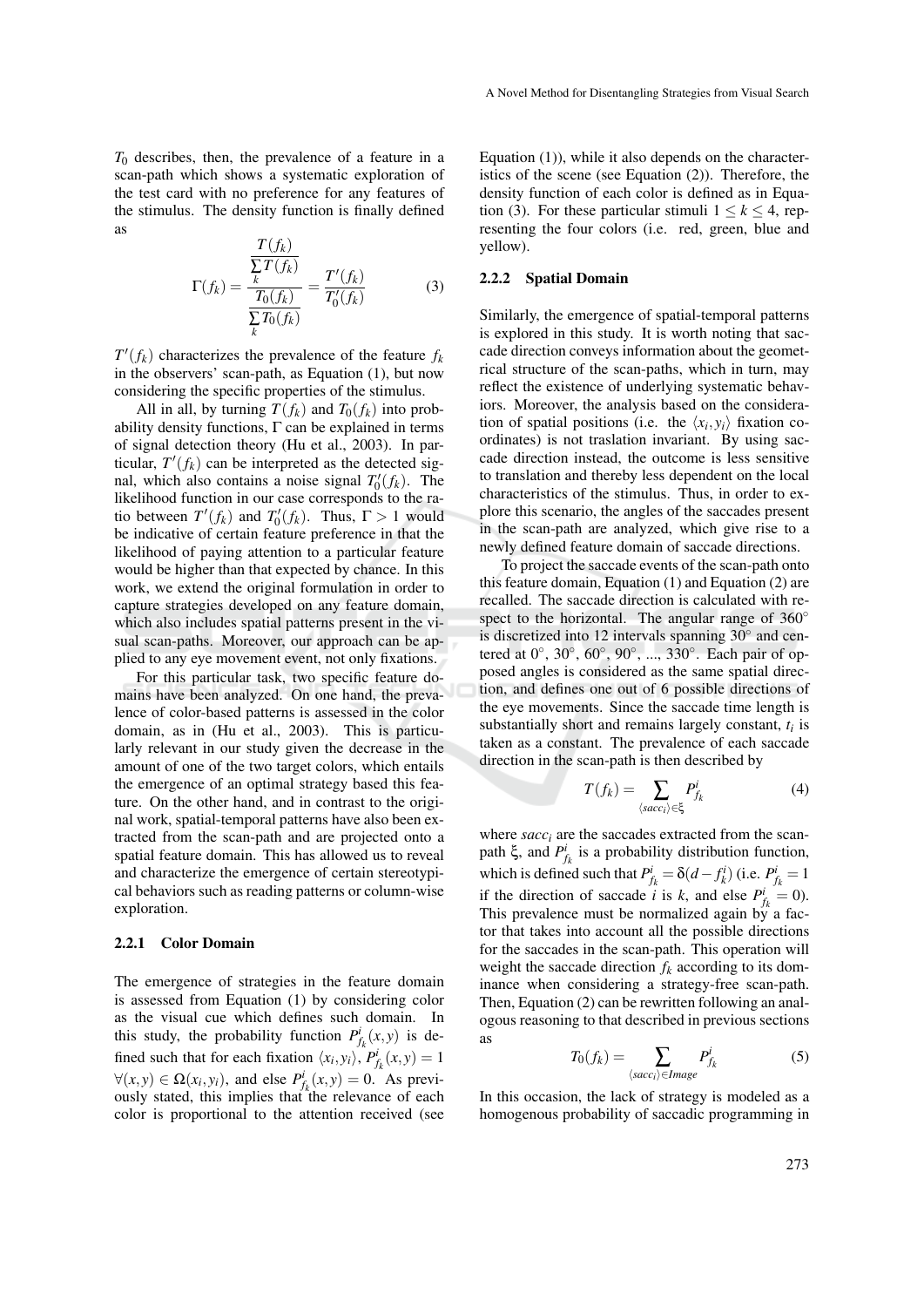$T_0$ describes, then, the prevalence of a feature in a scan-path which shows a systematic exploration of the test card with no preference for any features of the stimulus. The density function is finally defined as

$$\Gamma(f_k) = \frac{\dfrac{T(f_k)}{\sum\limits_k T(f_k)}}{\dfrac{T_0(f_k)}{\sum\limits_k T_0(f_k)}} = \frac{T'(f_k)}{T'_0(f_k)} \tag{3}$$

$T'(f_k)$ characterizes the prevalence of the feature $f_k$ in the observers' scan-path, as Equation (1), but now considering the specific properties of the stimulus.

All in all, by turning $T(f_k)$ and $T_0(f_k)$ into probability density functions, $\Gamma$ can be explained in terms of signal detection theory (Hu et al., 2003). In particular, $T'(f_k)$ can be interpreted as the detected signal, which also contains a noise signal $T'_0(f_k)$. The likelihood function in our case corresponds to the ratio between $T'(f_k)$ and $T'_0(f_k)$. Thus, $\Gamma > 1$ would be indicative of certain feature preference in that the likelihood of paying attention to a particular feature would be higher than that expected by chance. In this work, we extend the original formulation in order to capture strategies developed on any feature domain, which also includes spatial patterns present in the visual scan-paths. Moreover, our approach can be applied to any eye movement event, not only fixations.

For this particular task, two specific feature domains have been analyzed. On one hand, the prevalence of color-based patterns is assessed in the color domain, as in (Hu et al., 2003). This is particularly relevant in our study given the decrease in the amount of one of the two target colors, which entails the emergence of an optimal strategy based this feature. On the other hand, and in contrast to the original work, spatial-temporal patterns have also been extracted from the scan-path and are projected onto a spatial feature domain. This has allowed us to reveal and characterize the emergence of certain stereotypical behaviors such as reading patterns or column-wise exploration.

#### 2.2.1 Color Domain

The emergence of strategies in the feature domain is assessed from Equation (1) by considering color as the visual cue which defines such domain. In this study, the probability function $P^i_{f_k}(x,y)$ is defined such that for each fixation $\langle x_i, y_i \rangle$, $P^i_{f_k}(x,y) = 1$ $\forall (x,y) \in \Omega(x_i, y_i)$, and else $P^i_{f_k}(x,y) = 0$. As previously stated, this implies that the relevance of each color is proportional to the attention received (see Equation (1)), while it also depends on the characteristics of the scene (see Equation (2)). Therefore, the density function of each color is defined as in Equation (3). For these particular stimuli $1 \leq k \leq 4$, representing the four colors (i.e. red, green, blue and yellow).

#### 2.2.2 Spatial Domain

Similarly, the emergence of spatial-temporal patterns is explored in this study. It is worth noting that saccade direction conveys information about the geometrical structure of the scan-paths, which in turn, may reflect the existence of underlying systematic behaviors. Moreover, the analysis based on the consideration of spatial positions (i.e. the $\langle x_i, y_i \rangle$ fixation coordinates) is not traslation invariant. By using saccade direction instead, the outcome is less sensitive to translation and thereby less dependent on the local characteristics of the stimulus. Thus, in order to explore this scenario, the angles of the saccades present in the scan-path are analyzed, which give rise to a newly defined feature domain of saccade directions.

To project the saccade events of the scan-path onto this feature domain, Equation (1) and Equation (2) are recalled. The saccade direction is calculated with respect to the horizontal. The angular range of $360^\circ$ is discretized into 12 intervals spanning $30^\circ$ and centered at $0^\circ$, $30^\circ$, $60^\circ$, $90^\circ$, ..., $330^\circ$. Each pair of opposed angles is considered as the same spatial direction, and defines one out of 6 possible directions of the eye movements. Since the saccade time length is substantially short and remains largely constant, $t_i$ is taken as a constant. The prevalence of each saccade direction in the scan-path is then described by

$$T(f_k) = \sum_{\langle sacc_i \rangle \in \xi} P^i_{f_k} \tag{4}$$

where $sacc_i$ are the saccades extracted from the scan-path $\xi$, and $P^i_{f_k}$ is a probability distribution function, which is defined such that $P^i_{f_k} = \delta(d - f^i_k)$ (i.e. $P^i_{f_k} = 1$ if the direction of saccade $i$ is $k$, and else $P^i_{f_k} = 0$). This prevalence must be normalized again by a factor that takes into account all the possible directions for the saccades in the scan-path. This operation will weight the saccade direction $f_k$ according to its dominance when considering a strategy-free scan-path. Then, Equation (2) can be rewritten following an analogous reasoning to that described in previous sections as

$$T_0(f_k) = \sum_{\langle sacc_i \rangle \in Image} P^i_{f_k} \tag{5}$$

In this occasion, the lack of strategy is modeled as a homogenous probability of saccadic programming in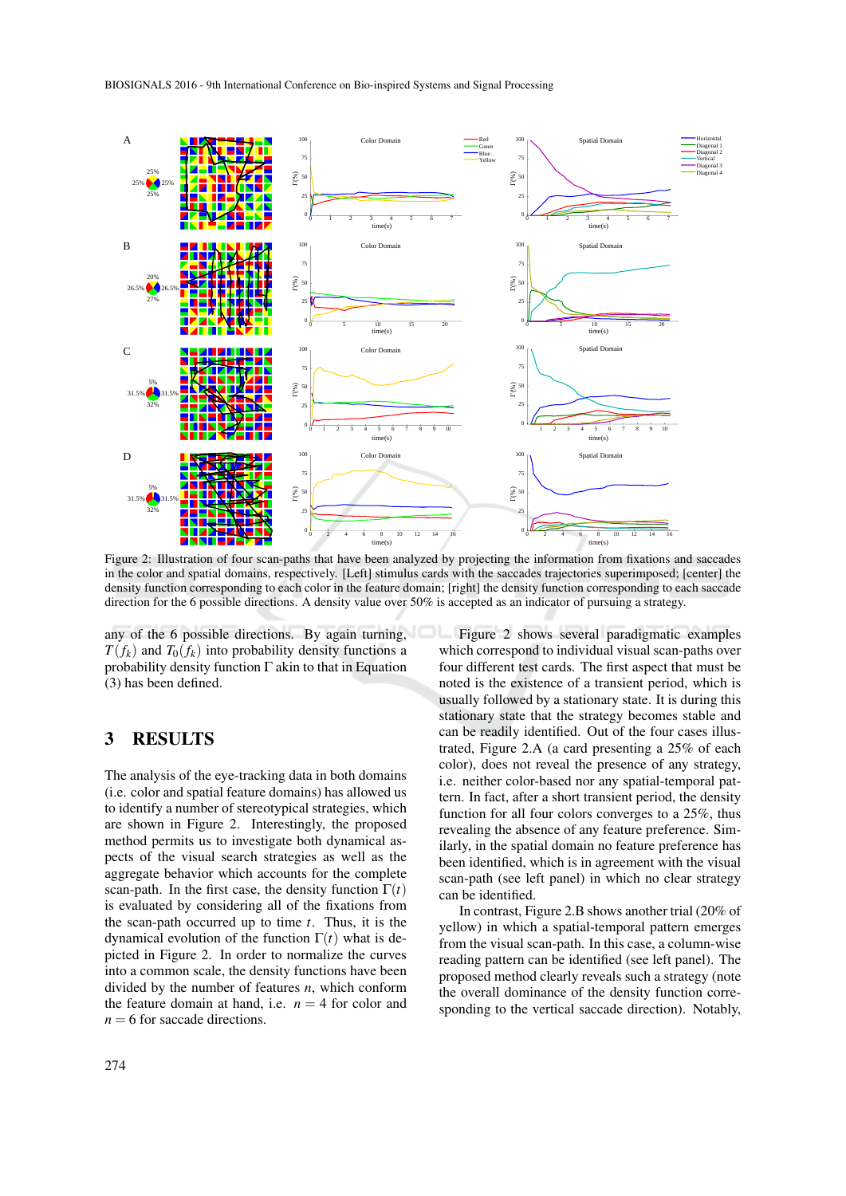Figure 2: Illustration of four scan-paths that have been analyzed by projecting the information from fixations and saccades in the color and spatial domains, respectively. [Left] stimulus cards with the saccades trajectories superimposed; [center] the density function corresponding to each color in the feature domain; [right] the density function corresponding to each saccade direction for the 6 possible directions. A density value over 50% is accepted as an indicator of pursuing a strategy.

any of the 6 possible directions. By again turning, $T(f_k)$ and $T_0(f_k)$ into probability density functions a probability density function $\Gamma$ akin to that in Equation (3) has been defined.

## 3 RESULTS

The analysis of the eye-tracking data in both domains (i.e. color and spatial feature domains) has allowed us to identify a number of stereotypical strategies, which are shown in Figure 2. Interestingly, the proposed method permits us to investigate both dynamical aspects of the visual search strategies as well as the aggregate behavior which accounts for the complete scan-path. In the first case, the density function $\Gamma(t)$ is evaluated by considering all of the fixations from the scan-path occurred up to time $t$. Thus, it is the dynamical evolution of the function $\Gamma(t)$ what is depicted in Figure 2. In order to normalize the curves into a common scale, the density functions have been divided by the number of features $n$, which conform the feature domain at hand, i.e. $n = 4$ for color and $n = 6$ for saccade directions.

Figure 2 shows several paradigmatic examples which correspond to individual visual scan-paths over four different test cards. The first aspect that must be noted is the existence of a transient period, which is usually followed by a stationary state. It is during this stationary state that the strategy becomes stable and can be readily identified. Out of the four cases illustrated, Figure 2.A (a card presenting a 25% of each color), does not reveal the presence of any strategy, i.e. neither color-based nor any spatial-temporal pattern. In fact, after a short transient period, the density function for all four colors converges to a 25%, thus revealing the absence of any feature preference. Similarly, in the spatial domain no feature preference has been identified, which is in agreement with the visual scan-path (see left panel) in which no clear strategy can be identified.

In contrast, Figure 2.B shows another trial (20% of yellow) in which a spatial-temporal pattern emerges from the visual scan-path. In this case, a column-wise reading pattern can be identified (see left panel). The proposed method clearly reveals such a strategy (note the overall dominance of the density function corresponding to the vertical saccade direction). Notably,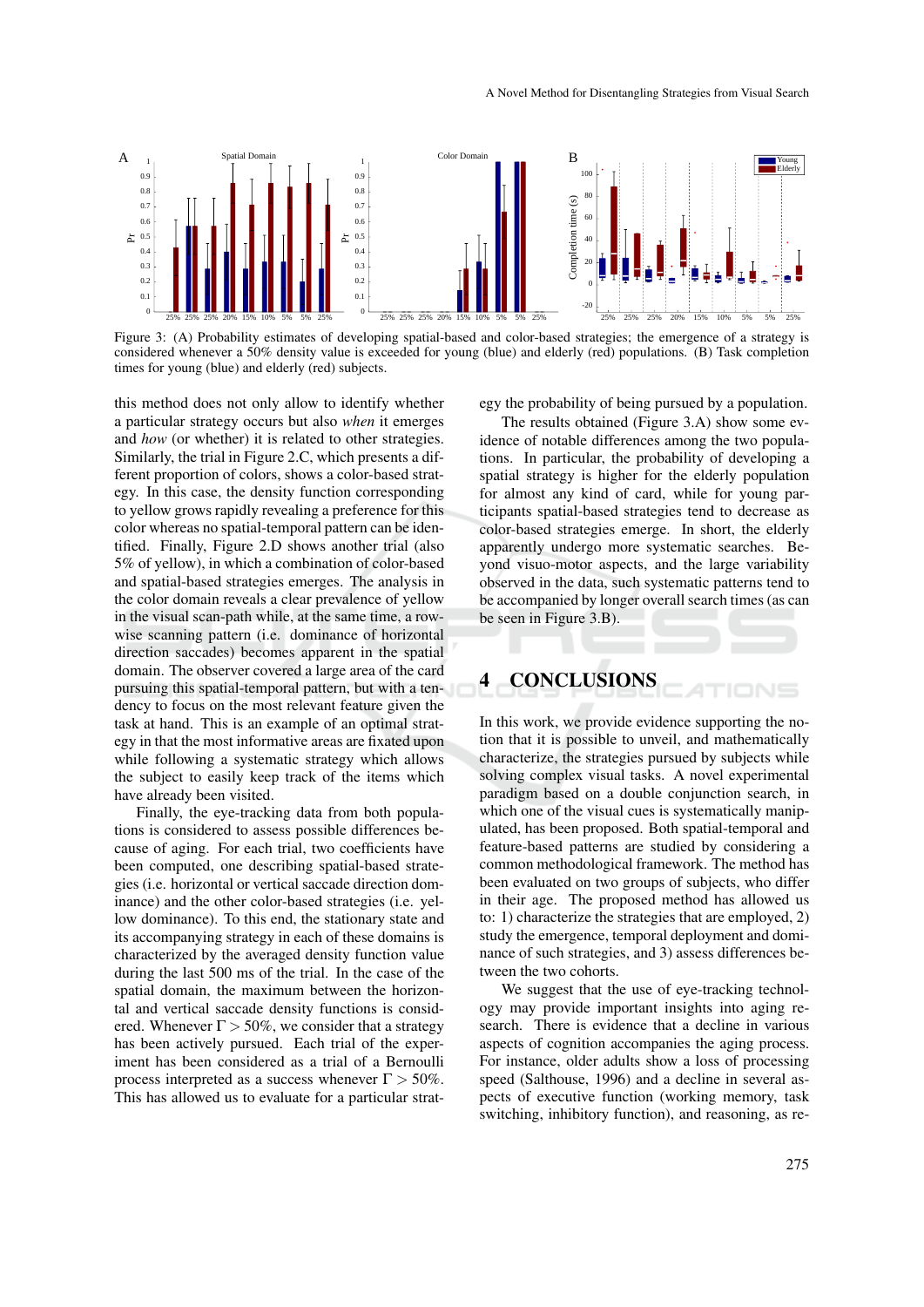Figure 3: (A) Probability estimates of developing spatial-based and color-based strategies; the emergence of a strategy is considered whenever a 50% density value is exceeded for young (blue) and elderly (red) populations. (B) Task completion times for young (blue) and elderly (red) subjects.

this method does not only allow to identify whether a particular strategy occurs but also *when* it emerges and *how* (or whether) it is related to other strategies. Similarly, the trial in Figure 2.C, which presents a different proportion of colors, shows a color-based strategy. In this case, the density function corresponding to yellow grows rapidly revealing a preference for this color whereas no spatial-temporal pattern can be identified. Finally, Figure 2.D shows another trial (also 5% of yellow), in which a combination of color-based and spatial-based strategies emerges. The analysis in the color domain reveals a clear prevalence of yellow in the visual scan-path while, at the same time, a row-wise scanning pattern (i.e. dominance of horizontal direction saccades) becomes apparent in the spatial domain. The observer covered a large area of the card pursuing this spatial-temporal pattern, but with a tendency to focus on the most relevant feature given the task at hand. This is an example of an optimal strategy in that the most informative areas are fixated upon while following a systematic strategy which allows the subject to easily keep track of the items which have already been visited.

Finally, the eye-tracking data from both populations is considered to assess possible differences because of aging. For each trial, two coefficients have been computed, one describing spatial-based strategies (i.e. horizontal or vertical saccade direction dominance) and the other color-based strategies (i.e. yellow dominance). To this end, the stationary state and its accompanying strategy in each of these domains is characterized by the averaged density function value during the last 500 ms of the trial. In the case of the spatial domain, the maximum between the horizontal and vertical saccade density functions is considered. Whenever $\Gamma > 50\%$, we consider that a strategy has been actively pursued. Each trial of the experiment has been considered as a trial of a Bernoulli process interpreted as a success whenever $\Gamma > 50\%$. This has allowed us to evaluate for a particular strategy the probability of being pursued by a population.

The results obtained (Figure 3.A) show some evidence of notable differences among the two populations. In particular, the probability of developing a spatial strategy is higher for the elderly population for almost any kind of card, while for young participants spatial-based strategies tend to decrease as color-based strategies emerge. In short, the elderly apparently undergo more systematic searches. Beyond visuo-motor aspects, and the large variability observed in the data, such systematic patterns tend to be accompanied by longer overall search times (as can be seen in Figure 3.B).

## 4 CONCLUSIONS

In this work, we provide evidence supporting the notion that it is possible to unveil, and mathematically characterize, the strategies pursued by subjects while solving complex visual tasks. A novel experimental paradigm based on a double conjunction search, in which one of the visual cues is systematically manipulated, has been proposed. Both spatial-temporal and feature-based patterns are studied by considering a common methodological framework. The method has been evaluated on two groups of subjects, who differ in their age. The proposed method has allowed us to: 1) characterize the strategies that are employed, 2) study the emergence, temporal deployment and dominance of such strategies, and 3) assess differences between the two cohorts.

We suggest that the use of eye-tracking technology may provide important insights into aging research. There is evidence that a decline in various aspects of cognition accompanies the aging process. For instance, older adults show a loss of processing speed (Salthouse, 1996) and a decline in several aspects of executive function (working memory, task switching, inhibitory function), and reasoning, as re-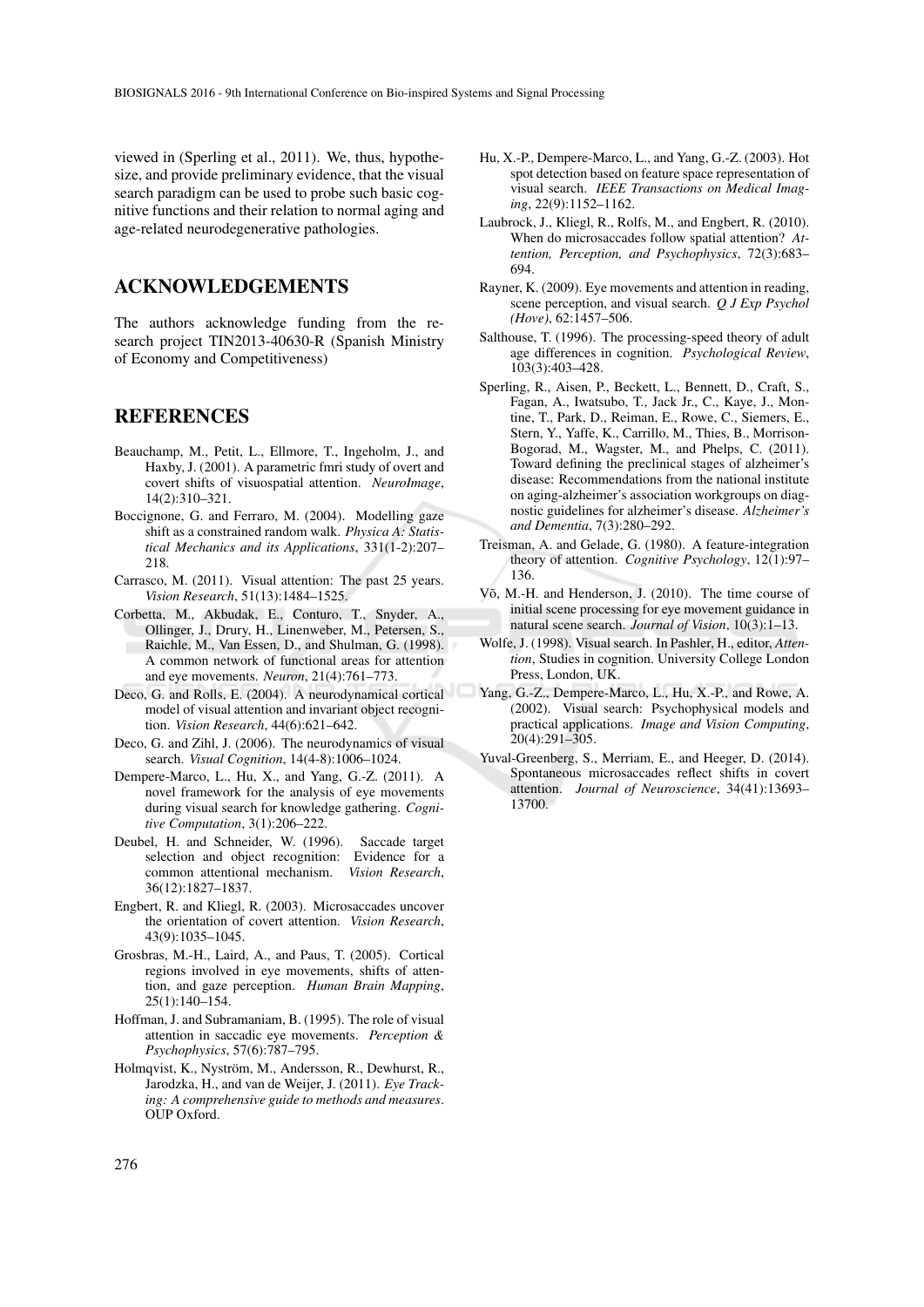viewed in (Sperling et al., 2011). We, thus, hypothesize, and provide preliminary evidence, that the visual search paradigm can be used to probe such basic cognitive functions and their relation to normal aging and age-related neurodegenerative pathologies.

## ACKNOWLEDGEMENTS

The authors acknowledge funding from the research project TIN2013-40630-R (Spanish Ministry of Economy and Competitiveness)

## REFERENCES

Beauchamp, M., Petit, L., Ellmore, T., Ingeholm, J., and Haxby, J. (2001). A parametric fmri study of overt and covert shifts of visuospatial attention. *NeuroImage*, 14(2):310–321.

Boccignone, G. and Ferraro, M. (2004). Modelling gaze shift as a constrained random walk. *Physica A: Statistical Mechanics and its Applications*, 331(1-2):207–218.

Carrasco, M. (2011). Visual attention: The past 25 years. *Vision Research*, 51(13):1484–1525.

Corbetta, M., Akbudak, E., Conturo, T., Snyder, A., Ollinger, J., Drury, H., Linenweber, M., Petersen, S., Raichle, M., Van Essen, D., and Shulman, G. (1998). A common network of functional areas for attention and eye movements. *Neuron*, 21(4):761–773.

Deco, G. and Rolls, E. (2004). A neurodynamical cortical model of visual attention and invariant object recognition. *Vision Research*, 44(6):621–642.

Deco, G. and Zihl, J. (2006). The neurodynamics of visual search. *Visual Cognition*, 14(4-8):1006–1024.

Dempere-Marco, L., Hu, X., and Yang, G.-Z. (2011). A novel framework for the analysis of eye movements during visual search for knowledge gathering. *Cognitive Computation*, 3(1):206–222.

Deubel, H. and Schneider, W. (1996). Saccade target selection and object recognition: Evidence for a common attentional mechanism. *Vision Research*, 36(12):1827–1837.

Engbert, R. and Kliegl, R. (2003). Microsaccades uncover the orientation of covert attention. *Vision Research*, 43(9):1035–1045.

Grosbras, M.-H., Laird, A., and Paus, T. (2005). Cortical regions involved in eye movements, shifts of attention, and gaze perception. *Human Brain Mapping*, 25(1):140–154.

Hoffman, J. and Subramaniam, B. (1995). The role of visual attention in saccadic eye movements. *Perception & Psychophysics*, 57(6):787–795.

Holmqvist, K., Nyström, M., Andersson, R., Dewhurst, R., Jarodzka, H., and van de Weijer, J. (2011). *Eye Tracking: A comprehensive guide to methods and measures*. OUP Oxford.

Hu, X.-P., Dempere-Marco, L., and Yang, G.-Z. (2003). Hot spot detection based on feature space representation of visual search. *IEEE Transactions on Medical Imaging*, 22(9):1152–1162.

Laubrock, J., Kliegl, R., Rolfs, M., and Engbert, R. (2010). When do microsaccades follow spatial attention? *Attention, Perception, and Psychophysics*, 72(3):683–694.

Rayner, K. (2009). Eye movements and attention in reading, scene perception, and visual search. *Q J Exp Psychol (Hove)*, 62:1457–506.

Salthouse, T. (1996). The processing-speed theory of adult age differences in cognition. *Psychological Review*, 103(3):403–428.

Sperling, R., Aisen, P., Beckett, L., Bennett, D., Craft, S., Fagan, A., Iwatsubo, T., Jack Jr., C., Kaye, J., Montine, T., Park, D., Reiman, E., Rowe, C., Siemers, E., Stern, Y., Yaffe, K., Carrillo, M., Thies, B., Morrison-Bogorad, M., Wagster, M., and Phelps, C. (2011). Toward defining the preclinical stages of alzheimer's disease: Recommendations from the national institute on aging-alzheimer's association workgroups on diagnostic guidelines for alzheimer's disease. *Alzheimer's and Dementia*, 7(3):280–292.

Treisman, A. and Gelade, G. (1980). A feature-integration theory of attention. *Cognitive Psychology*, 12(1):97–136.

Võ, M.-H. and Henderson, J. (2010). The time course of initial scene processing for eye movement guidance in natural scene search. *Journal of Vision*, 10(3):1–13.

Wolfe, J. (1998). Visual search. In Pashler, H., editor, *Attention*, Studies in cognition. University College London Press, London, UK.

Yang, G.-Z., Dempere-Marco, L., Hu, X.-P., and Rowe, A. (2002). Visual search: Psychophysical models and practical applications. *Image and Vision Computing*, 20(4):291–305.

Yuval-Greenberg, S., Merriam, E., and Heeger, D. (2014). Spontaneous microsaccades reflect shifts in covert attention. *Journal of Neuroscience*, 34(41):13693–13700.